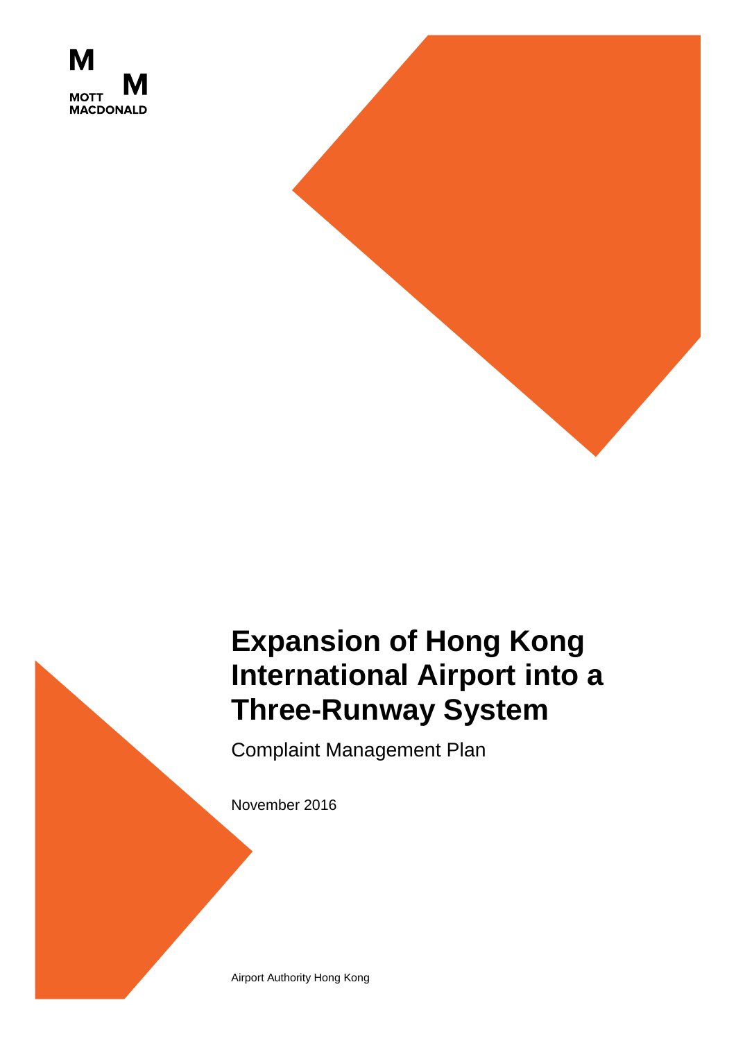MOTT MACDONALD

# Expansion of Hong Kong International Airport into a Three-Runway System

Complaint Management Plan

November 2016

Airport Authority Hong Kong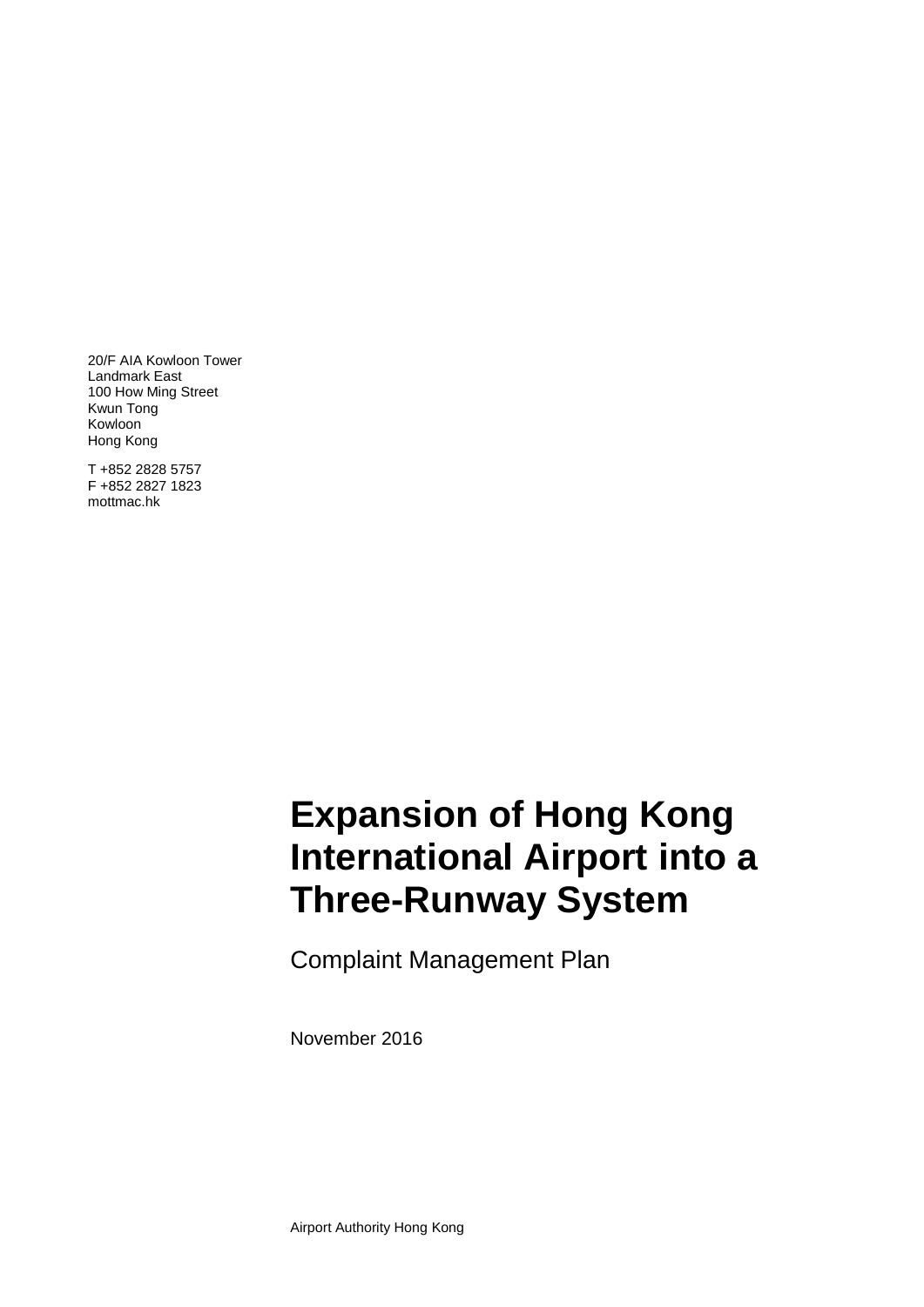20/F AIA Kowloon Tower
Landmark East
100 How Ming Street
Kwun Tong
Kowloon
Hong Kong

T +852 2828 5757
F +852 2827 1823
mottmac.hk

# Expansion of Hong Kong International Airport into a Three-Runway System

Complaint Management Plan

November 2016

Airport Authority Hong Kong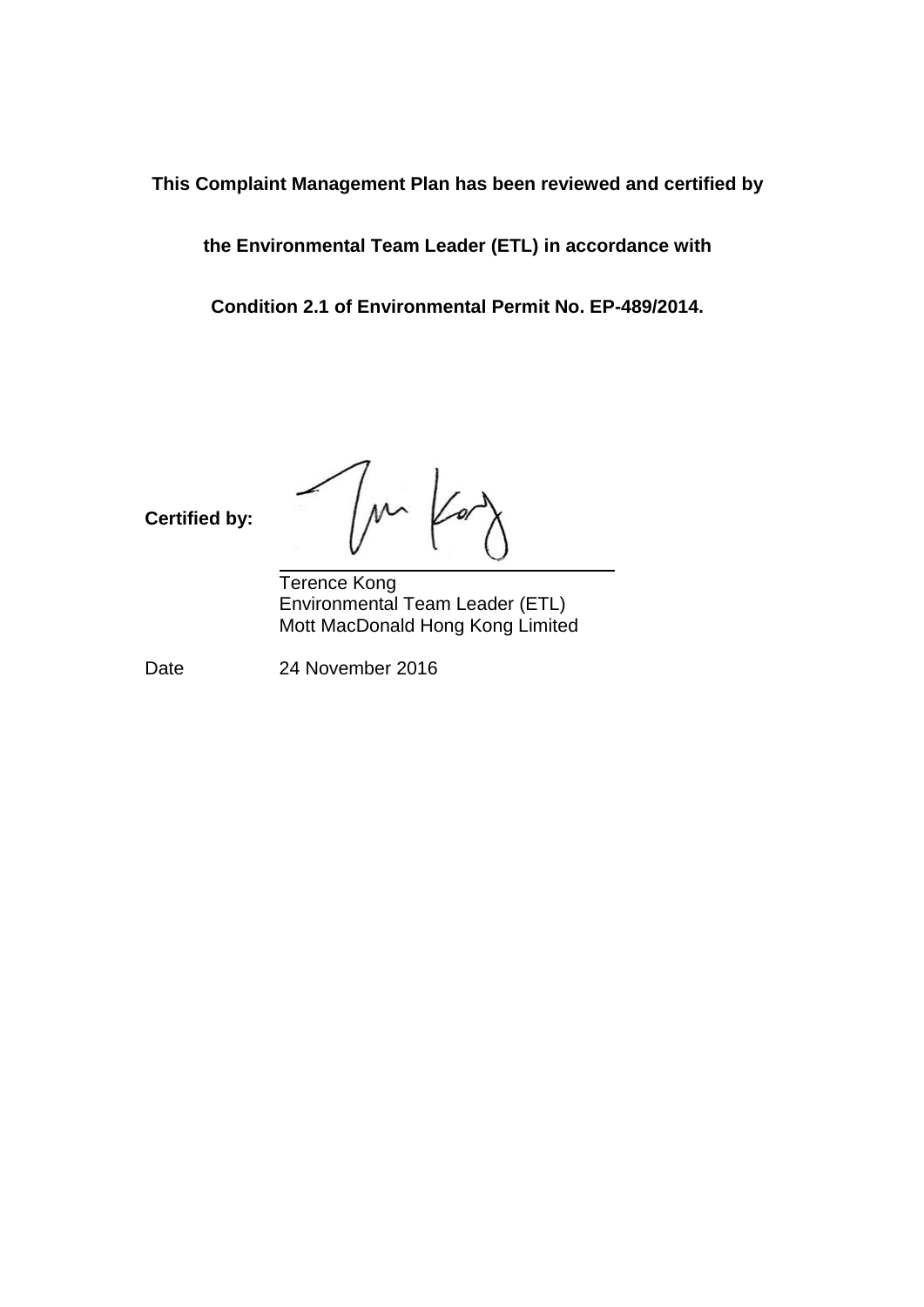**This Complaint Management Plan has been reviewed and certified by**

**the Environmental Team Leader (ETL) in accordance with**

**Condition 2.1 of Environmental Permit No. EP-489/2014.**

**Certified by:**

Terence Kong
Environmental Team Leader (ETL)
Mott MacDonald Hong Kong Limited

Date 24 November 2016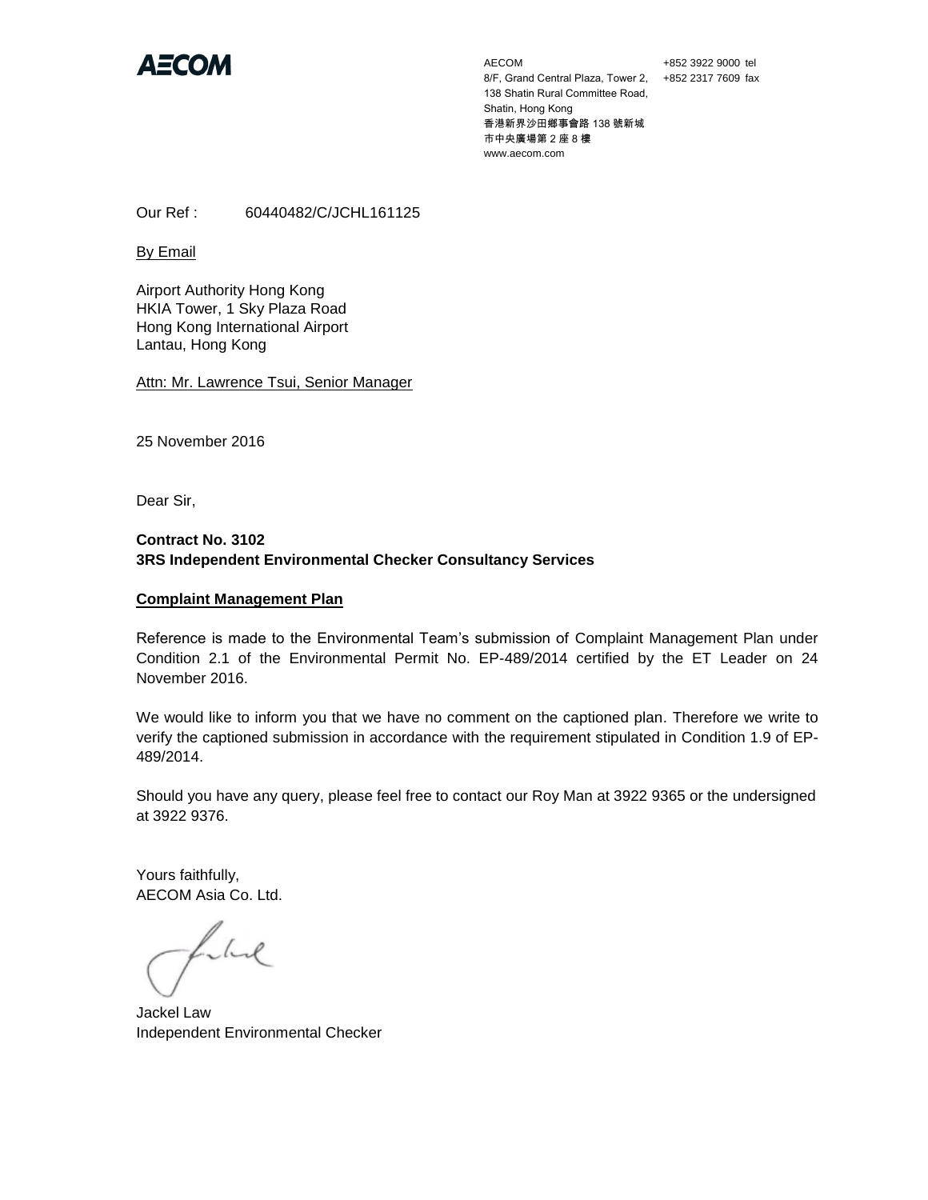AECOM

AECOM
8/F, Grand Central Plaza, Tower 2,
138 Shatin Rural Committee Road,
Shatin, Hong Kong
香港新界沙田鄉事會路 138 號新城市中央廣場第 2 座 8 樓
www.aecom.com

+852 3922 9000 tel
+852 2317 7609 fax

Our Ref : 60440482/C/JCHL161125

By Email

Airport Authority Hong Kong
HKIA Tower, 1 Sky Plaza Road
Hong Kong International Airport
Lantau, Hong Kong

Attn: Mr. Lawrence Tsui, Senior Manager

25 November 2016

Dear Sir,

**Contract No. 3102**
**3RS Independent Environmental Checker Consultancy Services**

**Complaint Management Plan**

Reference is made to the Environmental Team's submission of Complaint Management Plan under Condition 2.1 of the Environmental Permit No. EP-489/2014 certified by the ET Leader on 24 November 2016.

We would like to inform you that we have no comment on the captioned plan. Therefore we write to verify the captioned submission in accordance with the requirement stipulated in Condition 1.9 of EP-489/2014.

Should you have any query, please feel free to contact our Roy Man at 3922 9365 or the undersigned at 3922 9376.

Yours faithfully,
AECOM Asia Co. Ltd.

Jackel Law
Independent Environmental Checker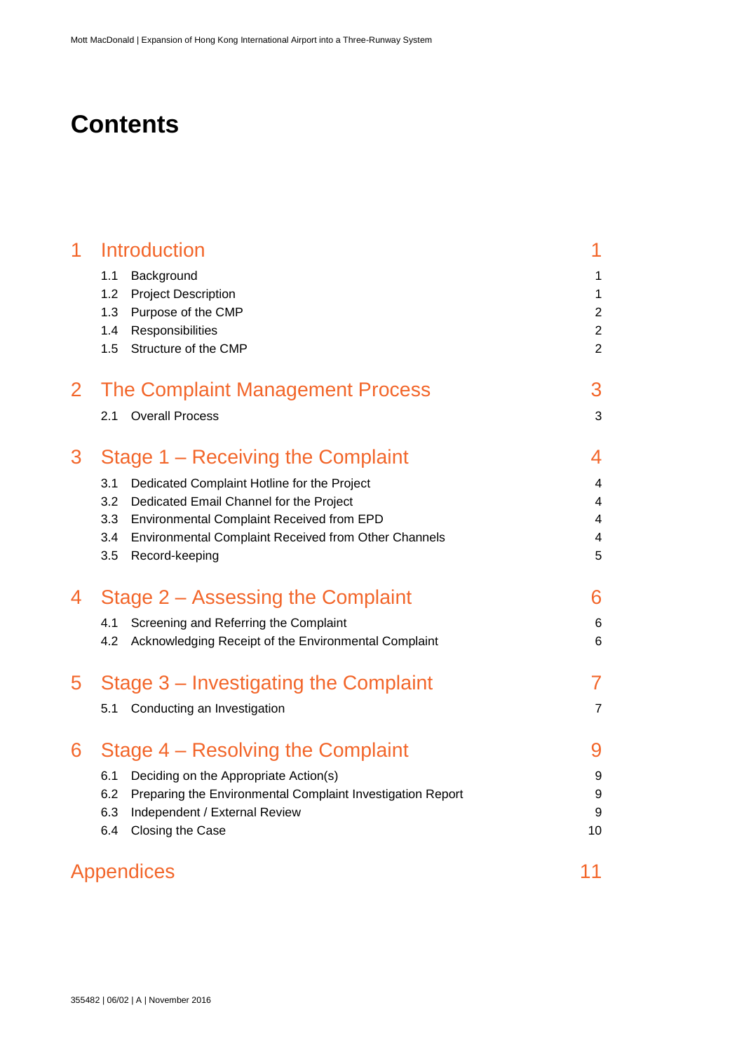# Contents

| | | |
|---|---|---|
| **1** | **Introduction** | **1** |
| 1.1 | Background | 1 |
| 1.2 | Project Description | 1 |
| 1.3 | Purpose of the CMP | 2 |
| 1.4 | Responsibilities | 2 |
| 1.5 | Structure of the CMP | 2 |
| **2** | **The Complaint Management Process** | **3** |
| 2.1 | Overall Process | 3 |
| **3** | **Stage 1 – Receiving the Complaint** | **4** |
| 3.1 | Dedicated Complaint Hotline for the Project | 4 |
| 3.2 | Dedicated Email Channel for the Project | 4 |
| 3.3 | Environmental Complaint Received from EPD | 4 |
| 3.4 | Environmental Complaint Received from Other Channels | 4 |
| 3.5 | Record-keeping | 5 |
| **4** | **Stage 2 – Assessing the Complaint** | **6** |
| 4.1 | Screening and Referring the Complaint | 6 |
| 4.2 | Acknowledging Receipt of the Environmental Complaint | 6 |
| **5** | **Stage 3 – Investigating the Complaint** | **7** |
| 5.1 | Conducting an Investigation | 7 |
| **6** | **Stage 4 – Resolving the Complaint** | **9** |
| 6.1 | Deciding on the Appropriate Action(s) | 9 |
| 6.2 | Preparing the Environmental Complaint Investigation Report | 9 |
| 6.3 | Independent / External Review | 9 |
| 6.4 | Closing the Case | 10 |
| | **Appendices** | **11** |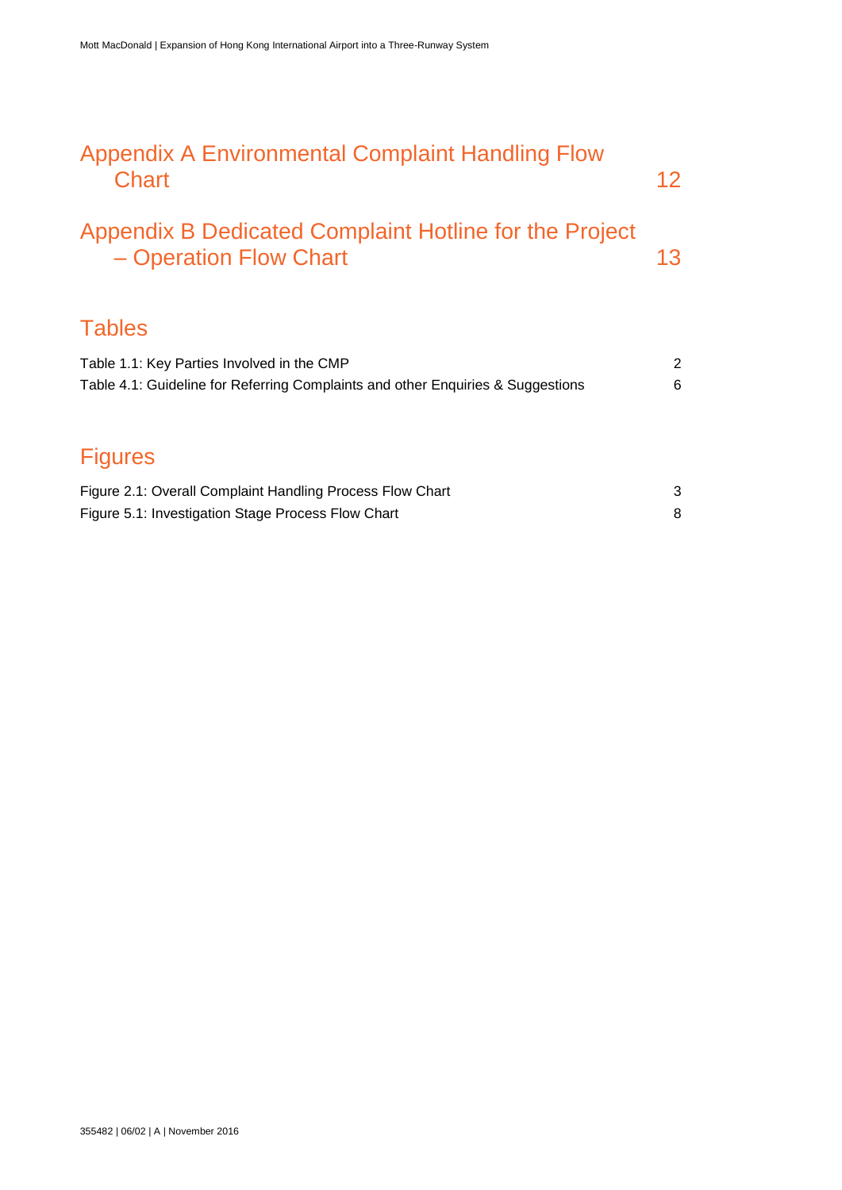Appendix A Environmental Complaint Handling Flow Chart 12

Appendix B Dedicated Complaint Hotline for the Project – Operation Flow Chart 13

## Tables

Table 1.1: Key Parties Involved in the CMP 2

Table 4.1: Guideline for Referring Complaints and other Enquiries & Suggestions 6

## Figures

Figure 2.1: Overall Complaint Handling Process Flow Chart 3

Figure 5.1: Investigation Stage Process Flow Chart 8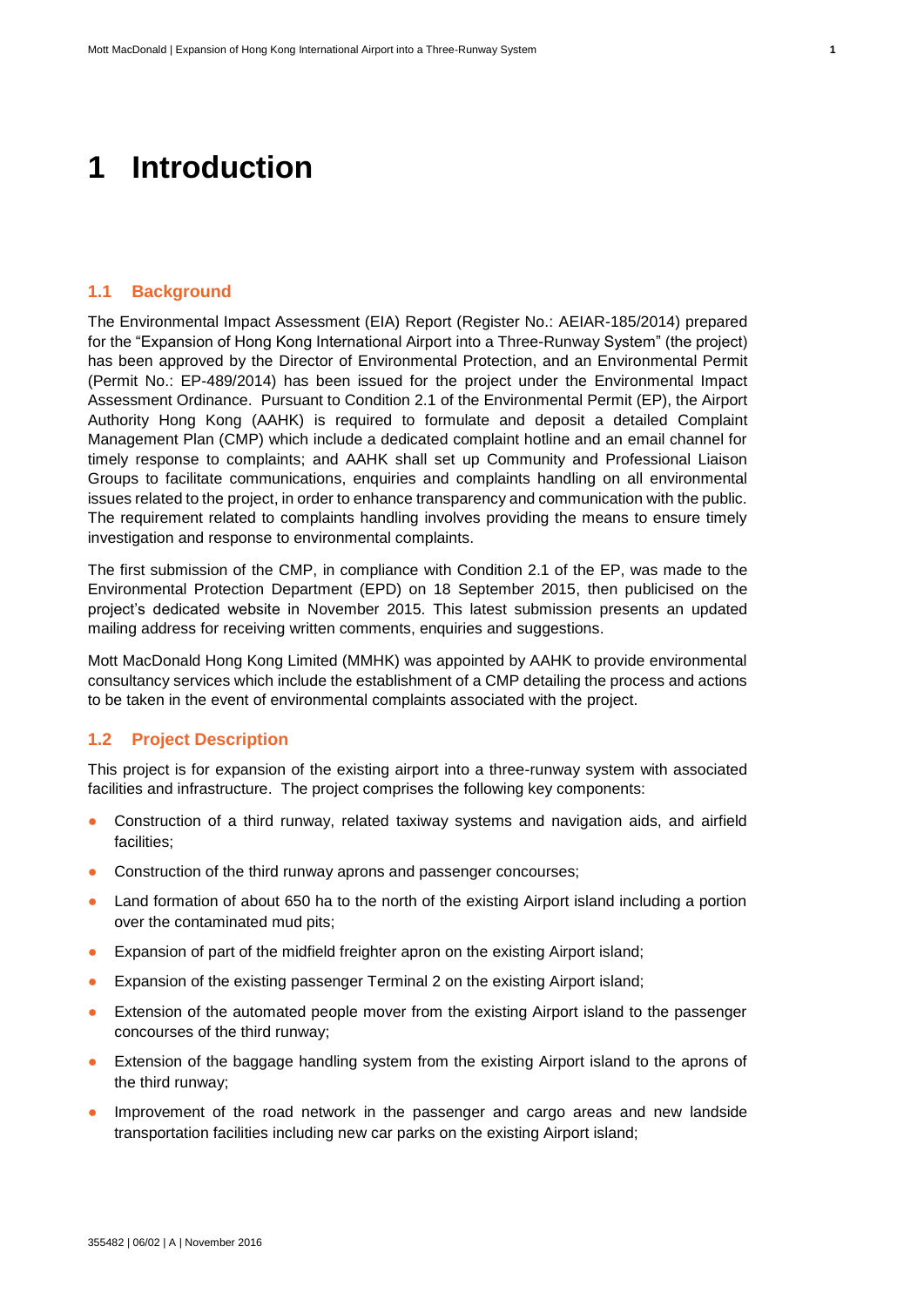# 1 Introduction

## 1.1 Background

The Environmental Impact Assessment (EIA) Report (Register No.: AEIAR-185/2014) prepared for the "Expansion of Hong Kong International Airport into a Three-Runway System" (the project) has been approved by the Director of Environmental Protection, and an Environmental Permit (Permit No.: EP-489/2014) has been issued for the project under the Environmental Impact Assessment Ordinance. Pursuant to Condition 2.1 of the Environmental Permit (EP), the Airport Authority Hong Kong (AAHK) is required to formulate and deposit a detailed Complaint Management Plan (CMP) which include a dedicated complaint hotline and an email channel for timely response to complaints; and AAHK shall set up Community and Professional Liaison Groups to facilitate communications, enquiries and complaints handling on all environmental issues related to the project, in order to enhance transparency and communication with the public. The requirement related to complaints handling involves providing the means to ensure timely investigation and response to environmental complaints.

The first submission of the CMP, in compliance with Condition 2.1 of the EP, was made to the Environmental Protection Department (EPD) on 18 September 2015, then publicised on the project's dedicated website in November 2015. This latest submission presents an updated mailing address for receiving written comments, enquiries and suggestions.

Mott MacDonald Hong Kong Limited (MMHK) was appointed by AAHK to provide environmental consultancy services which include the establishment of a CMP detailing the process and actions to be taken in the event of environmental complaints associated with the project.

## 1.2 Project Description

This project is for expansion of the existing airport into a three-runway system with associated facilities and infrastructure. The project comprises the following key components:

- Construction of a third runway, related taxiway systems and navigation aids, and airfield facilities;
- Construction of the third runway aprons and passenger concourses;
- Land formation of about 650 ha to the north of the existing Airport island including a portion over the contaminated mud pits;
- Expansion of part of the midfield freighter apron on the existing Airport island;
- Expansion of the existing passenger Terminal 2 on the existing Airport island;
- Extension of the automated people mover from the existing Airport island to the passenger concourses of the third runway;
- Extension of the baggage handling system from the existing Airport island to the aprons of the third runway;
- Improvement of the road network in the passenger and cargo areas and new landside transportation facilities including new car parks on the existing Airport island;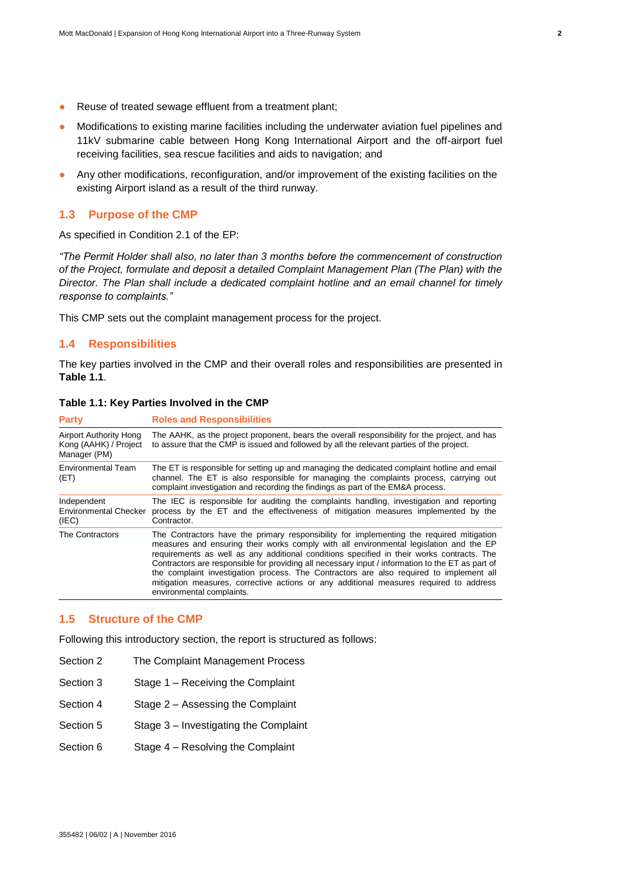- Reuse of treated sewage effluent from a treatment plant;
- Modifications to existing marine facilities including the underwater aviation fuel pipelines and 11kV submarine cable between Hong Kong International Airport and the off-airport fuel receiving facilities, sea rescue facilities and aids to navigation; and
- Any other modifications, reconfiguration, and/or improvement of the existing facilities on the existing Airport island as a result of the third runway.

## 1.3 Purpose of the CMP

As specified in Condition 2.1 of the EP:

*"The Permit Holder shall also, no later than 3 months before the commencement of construction of the Project, formulate and deposit a detailed Complaint Management Plan (The Plan) with the Director. The Plan shall include a dedicated complaint hotline and an email channel for timely response to complaints."*

This CMP sets out the complaint management process for the project.

## 1.4 Responsibilities

The key parties involved in the CMP and their overall roles and responsibilities are presented in **Table 1.1**.

**Table 1.1: Key Parties Involved in the CMP**

| Party | Roles and Responsibilities |
|---|---|
| Airport Authority Hong Kong (AAHK) / Project Manager (PM) | The AAHK, as the project proponent, bears the overall responsibility for the project, and has to assure that the CMP is issued and followed by all the relevant parties of the project. |
| Environmental Team (ET) | The ET is responsible for setting up and managing the dedicated complaint hotline and email channel. The ET is also responsible for managing the complaints process, carrying out complaint investigation and recording the findings as part of the EM&A process. |
| Independent Environmental Checker (IEC) | The IEC is responsible for auditing the complaints handling, investigation and reporting process by the ET and the effectiveness of mitigation measures implemented by the Contractor. |
| The Contractors | The Contractors have the primary responsibility for implementing the required mitigation measures and ensuring their works comply with all environmental legislation and the EP requirements as well as any additional conditions specified in their works contracts. The Contractors are responsible for providing all necessary input / information to the ET as part of the complaint investigation process. The Contractors are also required to implement all mitigation measures, corrective actions or any additional measures required to address environmental complaints. |

## 1.5 Structure of the CMP

Following this introductory section, the report is structured as follows:

- Section 2 The Complaint Management Process
- Section 3 Stage 1 – Receiving the Complaint
- Section 4 Stage 2 – Assessing the Complaint
- Section 5 Stage 3 – Investigating the Complaint
- Section 6 Stage 4 – Resolving the Complaint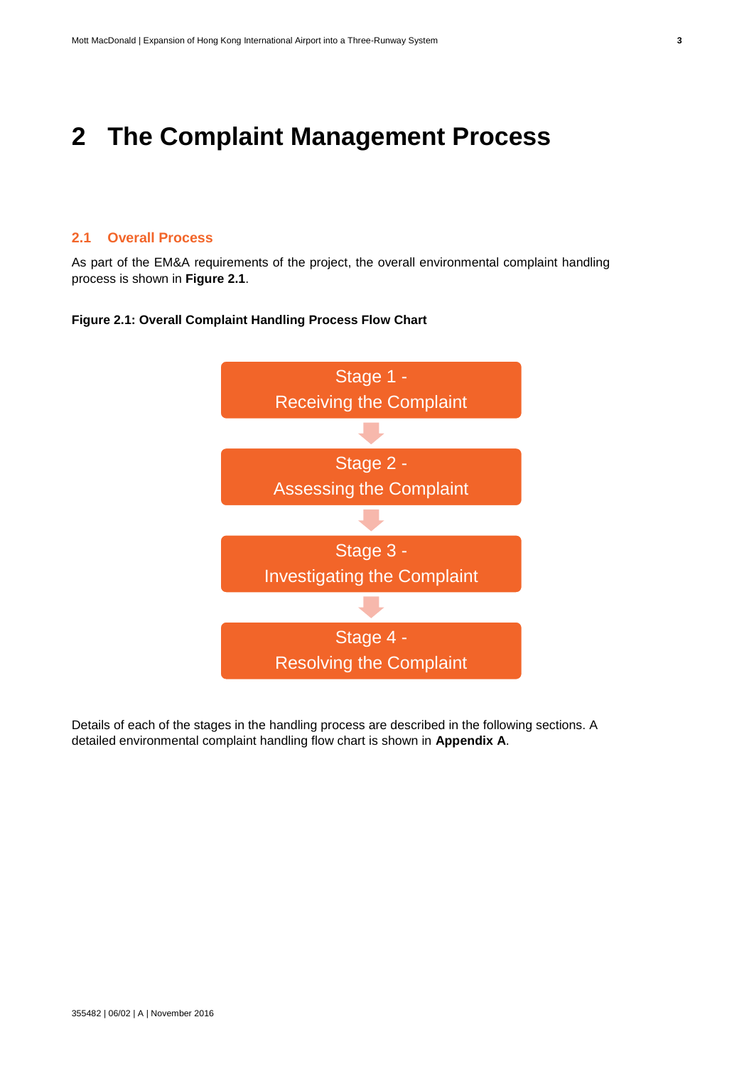# 2 The Complaint Management Process

## 2.1 Overall Process

As part of the EM&A requirements of the project, the overall environmental complaint handling process is shown in **Figure 2.1**.

**Figure 2.1: Overall Complaint Handling Process Flow Chart**

Stage 1 - Receiving the Complaint

↓

Stage 2 - Assessing the Complaint

↓

Stage 3 - Investigating the Complaint

↓

Stage 4 - Resolving the Complaint

Details of each of the stages in the handling process are described in the following sections. A detailed environmental complaint handling flow chart is shown in **Appendix A**.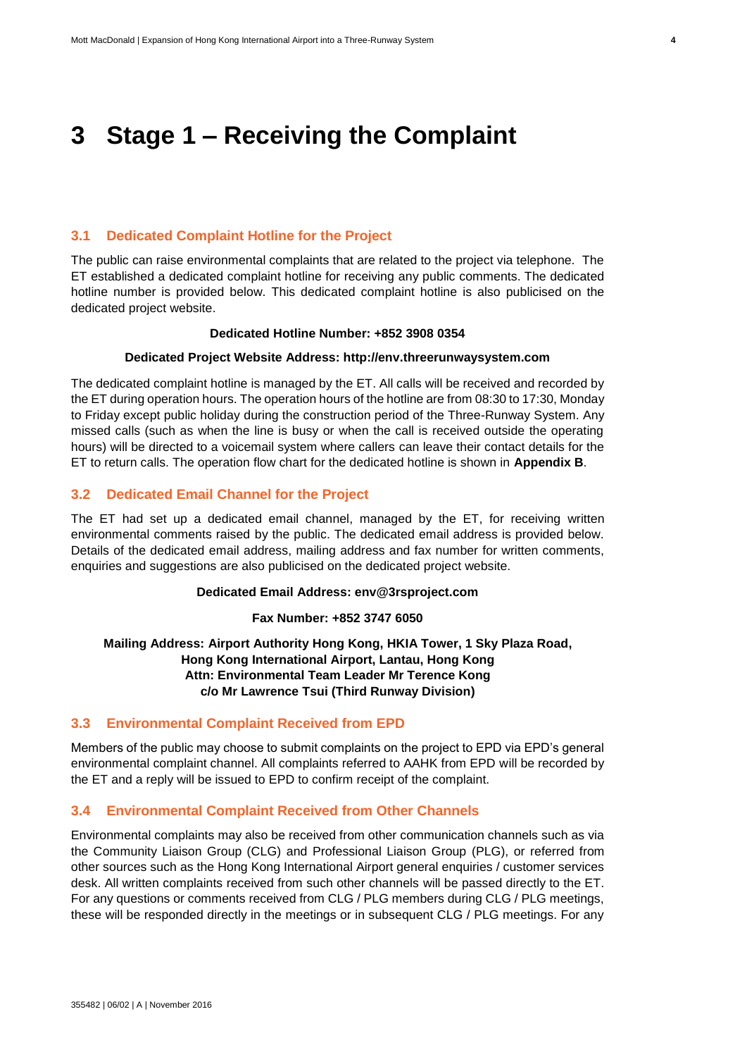# 3 Stage 1 – Receiving the Complaint

## 3.1 Dedicated Complaint Hotline for the Project

The public can raise environmental complaints that are related to the project via telephone. The ET established a dedicated complaint hotline for receiving any public comments. The dedicated hotline number is provided below. This dedicated complaint hotline is also publicised on the dedicated project website.

**Dedicated Hotline Number: +852 3908 0354**

**Dedicated Project Website Address: http://env.threerunwaysystem.com**

The dedicated complaint hotline is managed by the ET. All calls will be received and recorded by the ET during operation hours. The operation hours of the hotline are from 08:30 to 17:30, Monday to Friday except public holiday during the construction period of the Three-Runway System. Any missed calls (such as when the line is busy or when the call is received outside the operating hours) will be directed to a voicemail system where callers can leave their contact details for the ET to return calls. The operation flow chart for the dedicated hotline is shown in **Appendix B**.

## 3.2 Dedicated Email Channel for the Project

The ET had set up a dedicated email channel, managed by the ET, for receiving written environmental comments raised by the public. The dedicated email address is provided below. Details of the dedicated email address, mailing address and fax number for written comments, enquiries and suggestions are also publicised on the dedicated project website.

**Dedicated Email Address: env@3rsproject.com**

**Fax Number: +852 3747 6050**

**Mailing Address: Airport Authority Hong Kong, HKIA Tower, 1 Sky Plaza Road, Hong Kong International Airport, Lantau, Hong Kong
Attn: Environmental Team Leader Mr Terence Kong
c/o Mr Lawrence Tsui (Third Runway Division)**

## 3.3 Environmental Complaint Received from EPD

Members of the public may choose to submit complaints on the project to EPD via EPD's general environmental complaint channel. All complaints referred to AAHK from EPD will be recorded by the ET and a reply will be issued to EPD to confirm receipt of the complaint.

## 3.4 Environmental Complaint Received from Other Channels

Environmental complaints may also be received from other communication channels such as via the Community Liaison Group (CLG) and Professional Liaison Group (PLG), or referred from other sources such as the Hong Kong International Airport general enquiries / customer services desk. All written complaints received from such other channels will be passed directly to the ET. For any questions or comments received from CLG / PLG members during CLG / PLG meetings, these will be responded directly in the meetings or in subsequent CLG / PLG meetings. For any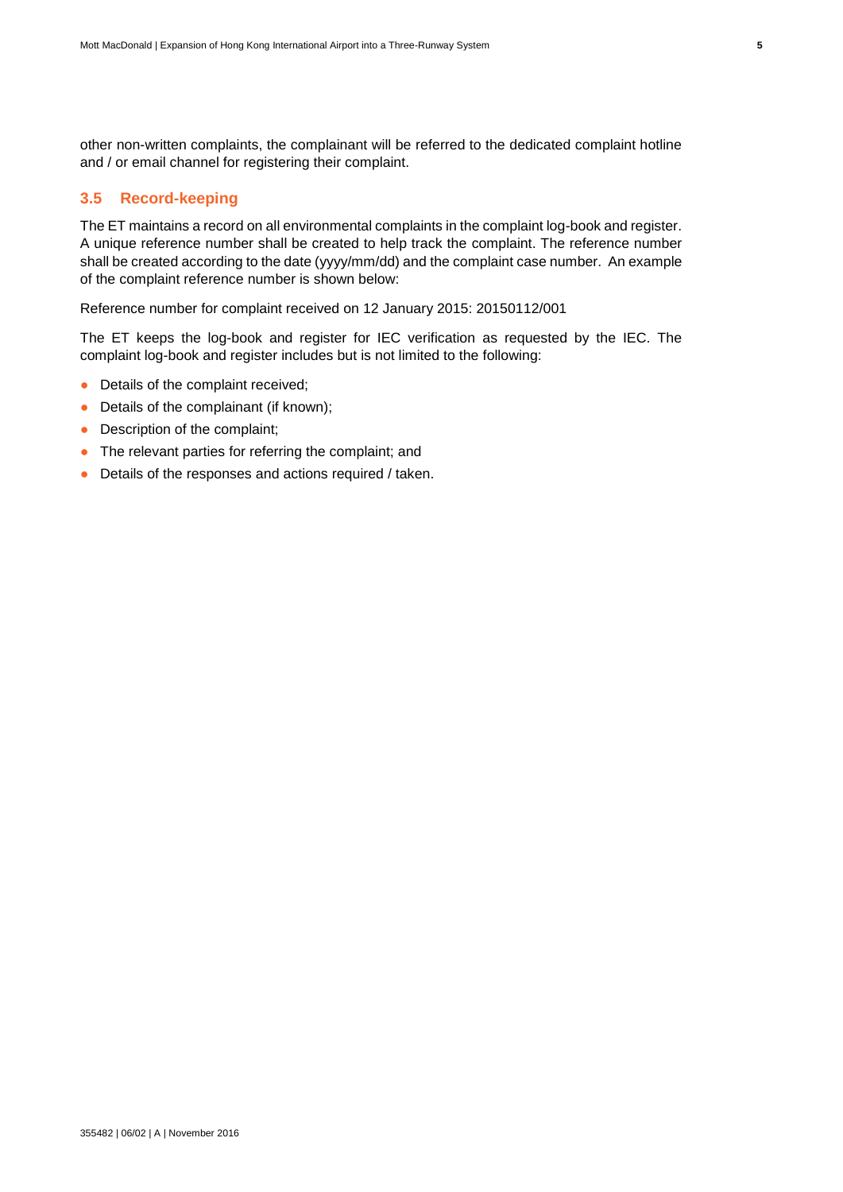other non-written complaints, the complainant will be referred to the dedicated complaint hotline and / or email channel for registering their complaint.

## 3.5 Record-keeping

The ET maintains a record on all environmental complaints in the complaint log-book and register. A unique reference number shall be created to help track the complaint. The reference number shall be created according to the date (yyyy/mm/dd) and the complaint case number. An example of the complaint reference number is shown below:

Reference number for complaint received on 12 January 2015: 20150112/001

The ET keeps the log-book and register for IEC verification as requested by the IEC. The complaint log-book and register includes but is not limited to the following:

- Details of the complaint received;
- Details of the complainant (if known);
- Description of the complaint;
- The relevant parties for referring the complaint; and
- Details of the responses and actions required / taken.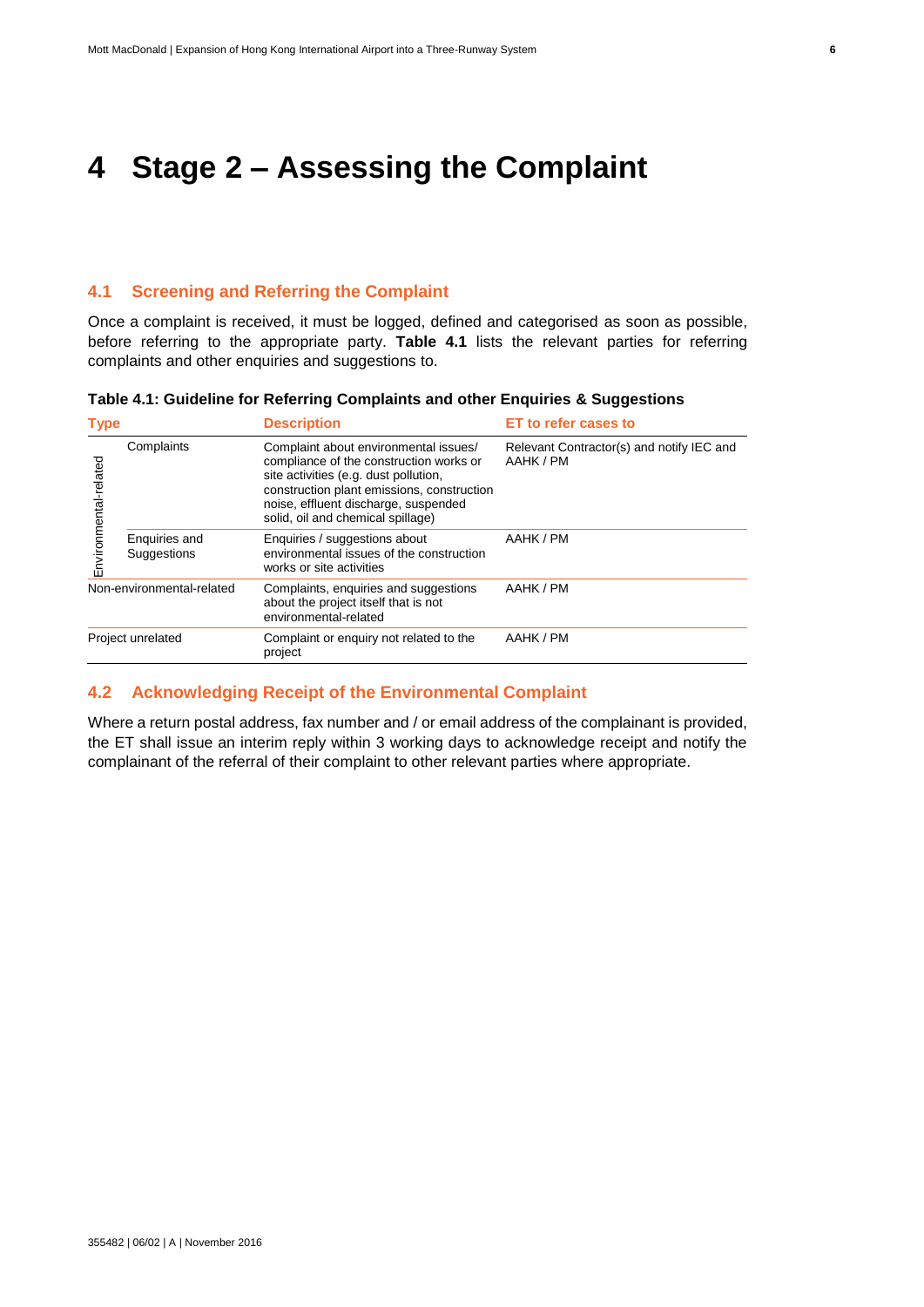# 4 Stage 2 – Assessing the Complaint

## 4.1 Screening and Referring the Complaint

Once a complaint is received, it must be logged, defined and categorised as soon as possible, before referring to the appropriate party. **Table 4.1** lists the relevant parties for referring complaints and other enquiries and suggestions to.

**Table 4.1: Guideline for Referring Complaints and other Enquiries & Suggestions**

| Type | | Description | ET to refer cases to |
|---|---|---|---|
| Environmental-related | Complaints | Complaint about environmental issues/ compliance of the construction works or site activities (e.g. dust pollution, construction plant emissions, construction noise, effluent discharge, suspended solid, oil and chemical spillage) | Relevant Contractor(s) and notify IEC and AAHK / PM |
| | Enquiries and Suggestions | Enquiries / suggestions about environmental issues of the construction works or site activities | AAHK / PM |
| Non-environmental-related | | Complaints, enquiries and suggestions about the project itself that is not environmental-related | AAHK / PM |
| Project unrelated | | Complaint or enquiry not related to the project | AAHK / PM |

## 4.2 Acknowledging Receipt of the Environmental Complaint

Where a return postal address, fax number and / or email address of the complainant is provided, the ET shall issue an interim reply within 3 working days to acknowledge receipt and notify the complainant of the referral of their complaint to other relevant parties where appropriate.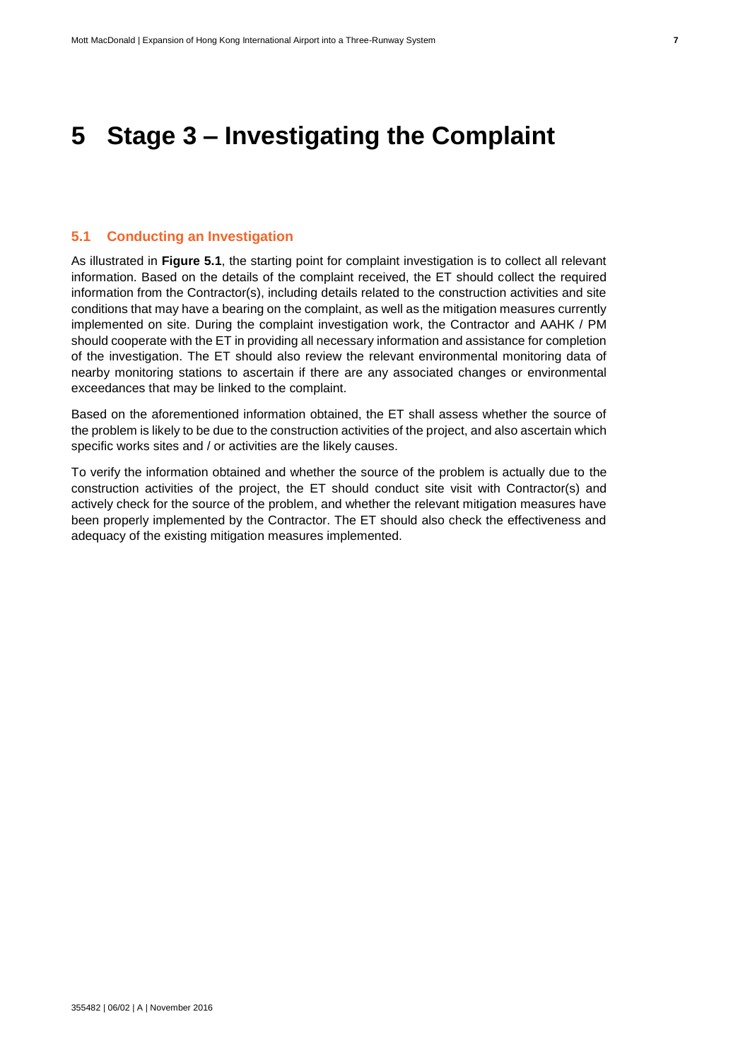# 5 Stage 3 – Investigating the Complaint

## 5.1 Conducting an Investigation

As illustrated in **Figure 5.1**, the starting point for complaint investigation is to collect all relevant information. Based on the details of the complaint received, the ET should collect the required information from the Contractor(s), including details related to the construction activities and site conditions that may have a bearing on the complaint, as well as the mitigation measures currently implemented on site. During the complaint investigation work, the Contractor and AAHK / PM should cooperate with the ET in providing all necessary information and assistance for completion of the investigation. The ET should also review the relevant environmental monitoring data of nearby monitoring stations to ascertain if there are any associated changes or environmental exceedances that may be linked to the complaint.

Based on the aforementioned information obtained, the ET shall assess whether the source of the problem is likely to be due to the construction activities of the project, and also ascertain which specific works sites and / or activities are the likely causes.

To verify the information obtained and whether the source of the problem is actually due to the construction activities of the project, the ET should conduct site visit with Contractor(s) and actively check for the source of the problem, and whether the relevant mitigation measures have been properly implemented by the Contractor. The ET should also check the effectiveness and adequacy of the existing mitigation measures implemented.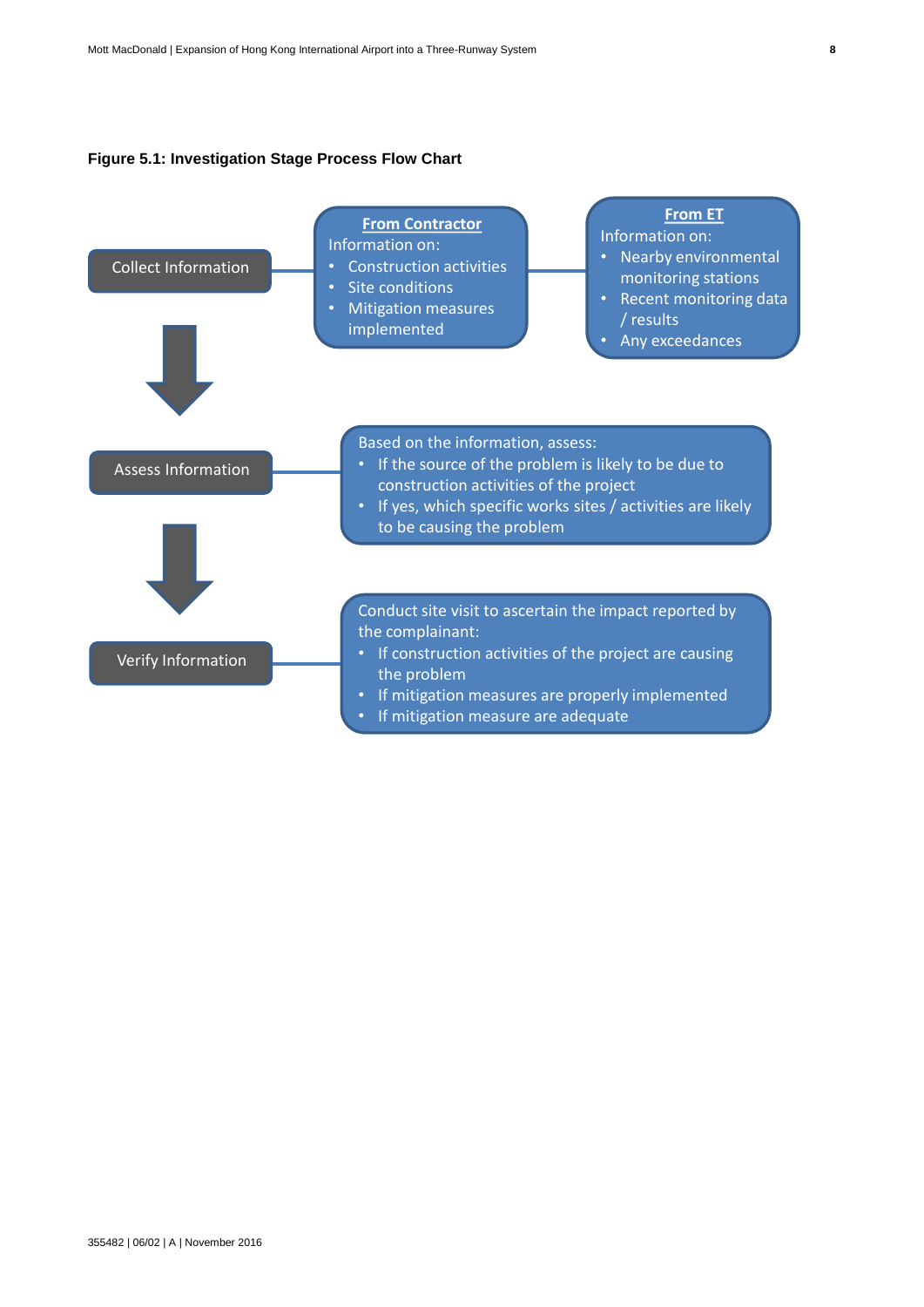**Figure 5.1: Investigation Stage Process Flow Chart**

**Collect Information**

**From Contractor**

Information on:

- Construction activities
- Site conditions
- Mitigation measures implemented

**From ET**

Information on:

- Nearby environmental monitoring stations
- Recent monitoring data / results
- Any exceedances

**Assess Information**

Based on the information, assess:

- If the source of the problem is likely to be due to construction activities of the project
- If yes, which specific works sites / activities are likely to be causing the problem

**Verify Information**

Conduct site visit to ascertain the impact reported by the complainant:

- If construction activities of the project are causing the problem
- If mitigation measures are properly implemented
- If mitigation measure are adequate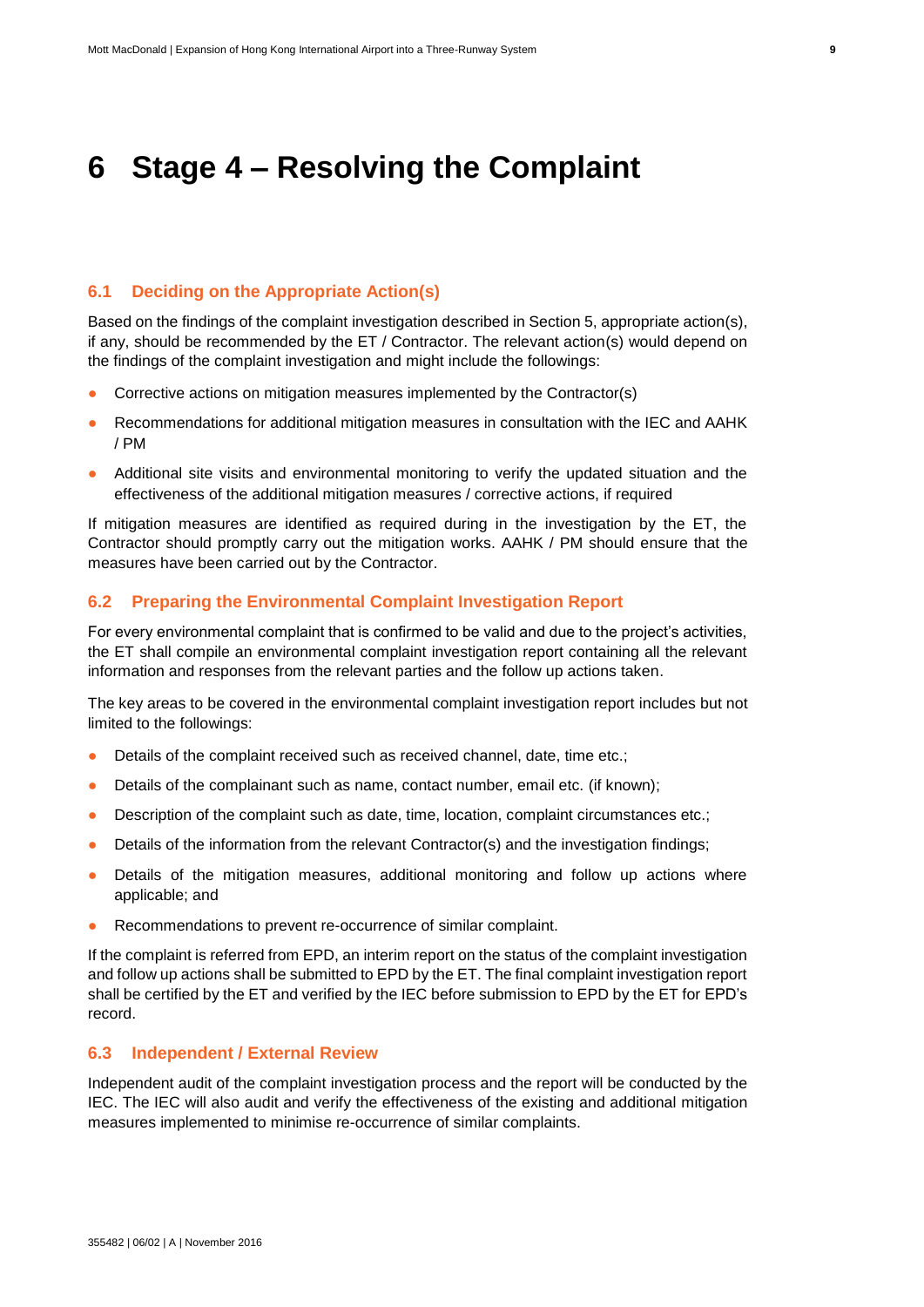# 6 Stage 4 – Resolving the Complaint

## 6.1 Deciding on the Appropriate Action(s)

Based on the findings of the complaint investigation described in Section 5, appropriate action(s), if any, should be recommended by the ET / Contractor. The relevant action(s) would depend on the findings of the complaint investigation and might include the followings:

- Corrective actions on mitigation measures implemented by the Contractor(s)
- Recommendations for additional mitigation measures in consultation with the IEC and AAHK / PM
- Additional site visits and environmental monitoring to verify the updated situation and the effectiveness of the additional mitigation measures / corrective actions, if required

If mitigation measures are identified as required during in the investigation by the ET, the Contractor should promptly carry out the mitigation works. AAHK / PM should ensure that the measures have been carried out by the Contractor.

## 6.2 Preparing the Environmental Complaint Investigation Report

For every environmental complaint that is confirmed to be valid and due to the project's activities, the ET shall compile an environmental complaint investigation report containing all the relevant information and responses from the relevant parties and the follow up actions taken.

The key areas to be covered in the environmental complaint investigation report includes but not limited to the followings:

- Details of the complaint received such as received channel, date, time etc.;
- Details of the complainant such as name, contact number, email etc. (if known);
- Description of the complaint such as date, time, location, complaint circumstances etc.;
- Details of the information from the relevant Contractor(s) and the investigation findings;
- Details of the mitigation measures, additional monitoring and follow up actions where applicable; and
- Recommendations to prevent re-occurrence of similar complaint.

If the complaint is referred from EPD, an interim report on the status of the complaint investigation and follow up actions shall be submitted to EPD by the ET. The final complaint investigation report shall be certified by the ET and verified by the IEC before submission to EPD by the ET for EPD's record.

## 6.3 Independent / External Review

Independent audit of the complaint investigation process and the report will be conducted by the IEC. The IEC will also audit and verify the effectiveness of the existing and additional mitigation measures implemented to minimise re-occurrence of similar complaints.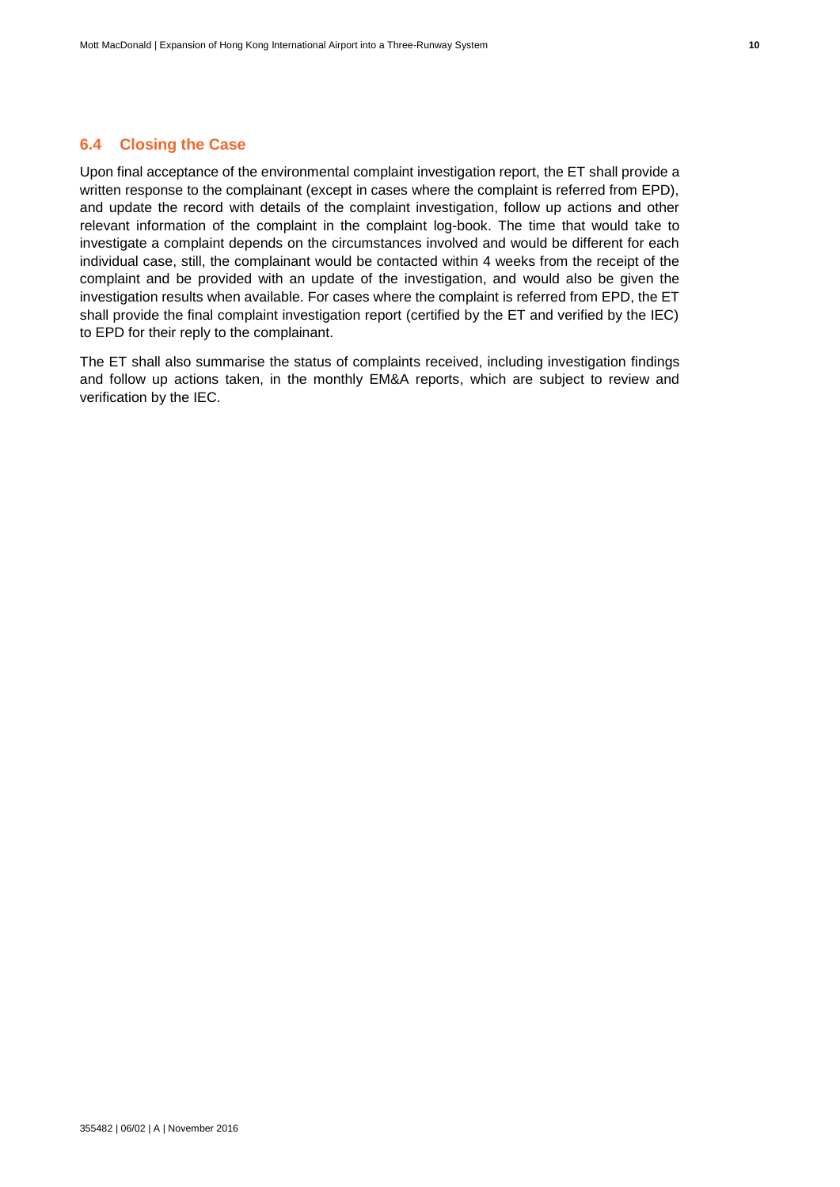## 6.4 Closing the Case

Upon final acceptance of the environmental complaint investigation report, the ET shall provide a written response to the complainant (except in cases where the complaint is referred from EPD), and update the record with details of the complaint investigation, follow up actions and other relevant information of the complaint in the complaint log-book. The time that would take to investigate a complaint depends on the circumstances involved and would be different for each individual case, still, the complainant would be contacted within 4 weeks from the receipt of the complaint and be provided with an update of the investigation, and would also be given the investigation results when available. For cases where the complaint is referred from EPD, the ET shall provide the final complaint investigation report (certified by the ET and verified by the IEC) to EPD for their reply to the complainant.

The ET shall also summarise the status of complaints received, including investigation findings and follow up actions taken, in the monthly EM&A reports, which are subject to review and verification by the IEC.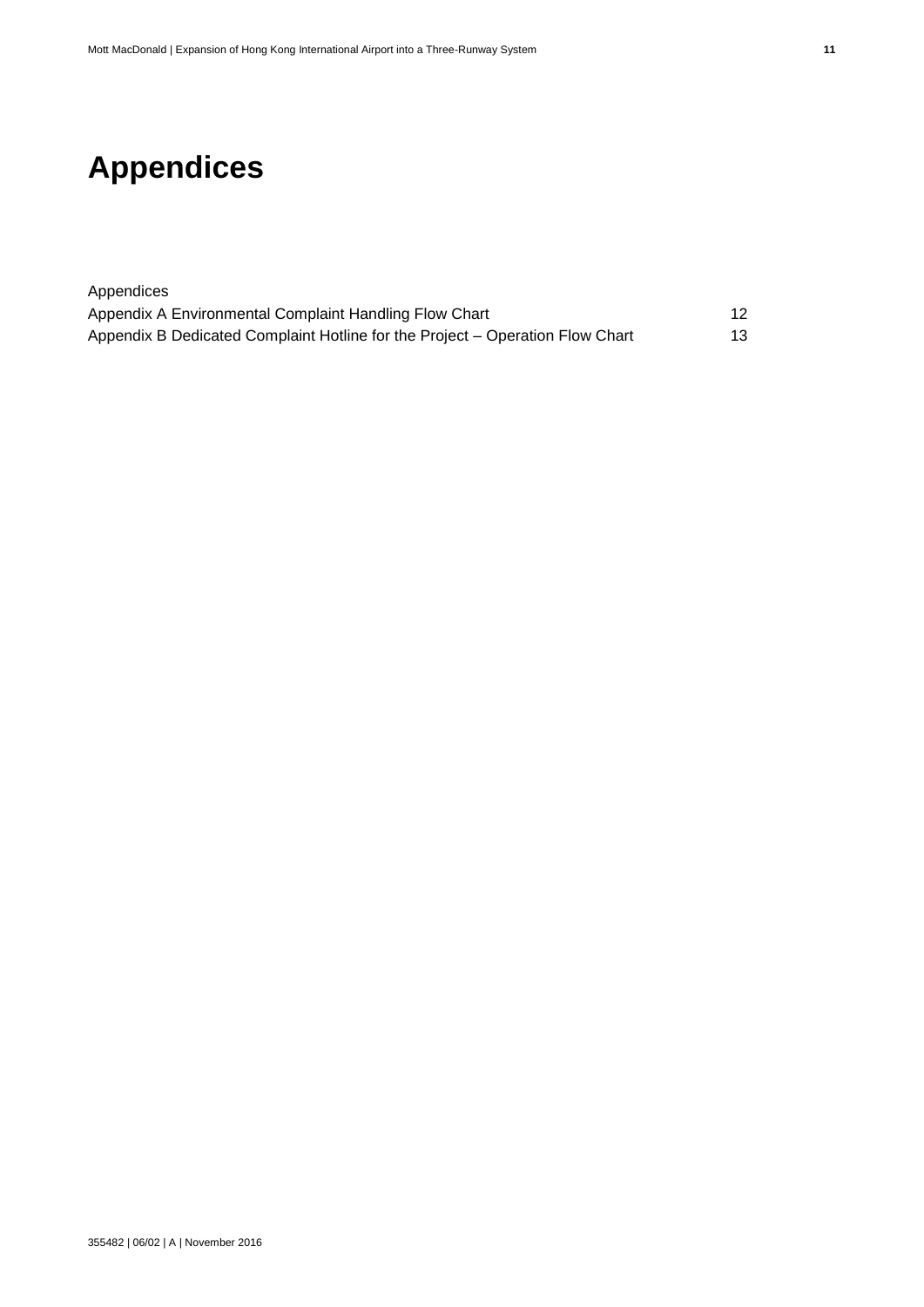# Appendices

Appendices

| | |
|---|---|
| Appendix A Environmental Complaint Handling Flow Chart | 12 |
| Appendix B Dedicated Complaint Hotline for the Project – Operation Flow Chart | 13 |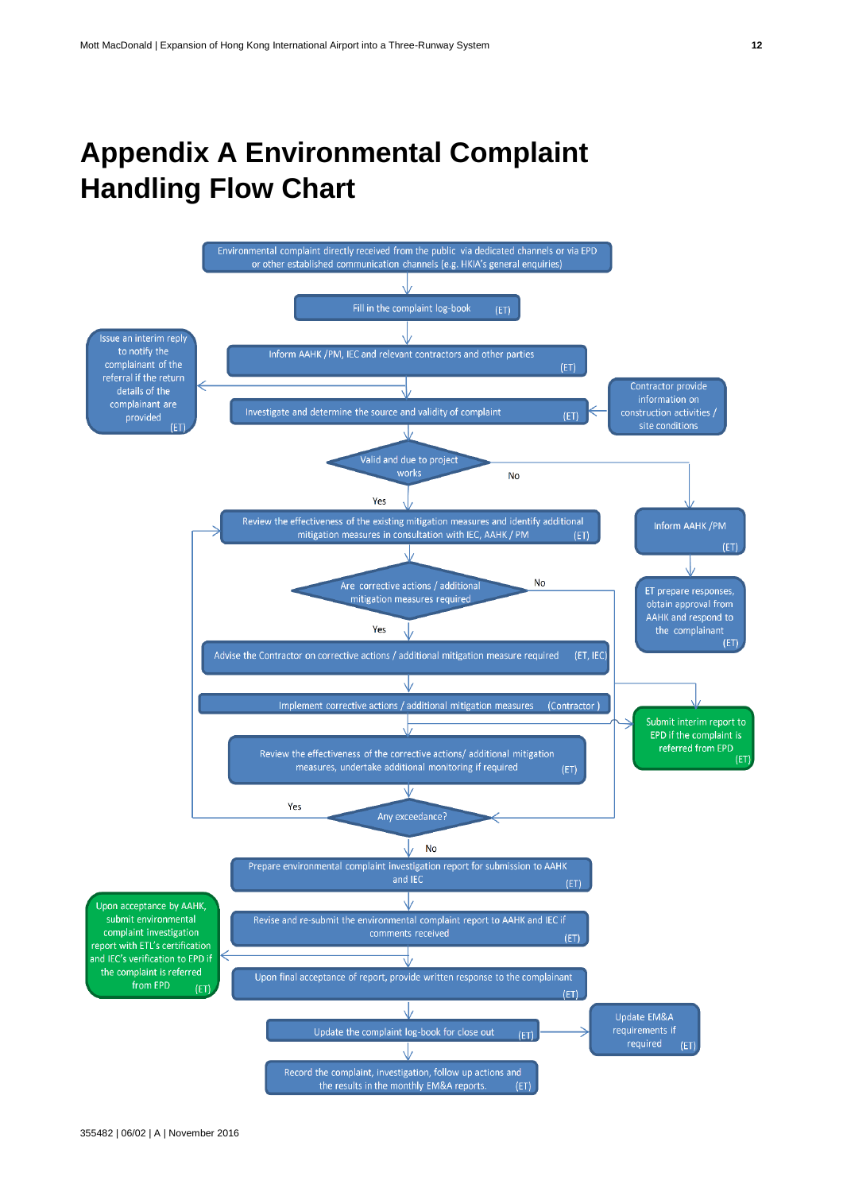# Appendix A Environmental Complaint Handling Flow Chart

Environmental complaint directly received from the public via dedicated channels or via EPD or other established communication channels (e.g. HKIA's general enquiries)

Fill in the complaint log-book (ET)

Inform AAHK /PM, IEC and relevant contractors and other parties (ET)

Issue an interim reply to notify the complainant of the referral if the return details of the complainant are provided (ET)

Investigate and determine the source and validity of complaint (ET)

Contractor provide information on construction activities / site conditions

Valid and due to project works

No

Inform AAHK /PM (ET)

ET prepare responses, obtain approval from AAHK and respond to the complainant (ET)

Yes

Review the effectiveness of the existing mitigation measures and identify additional mitigation measures in consultation with IEC, AAHK / PM (ET)

Are corrective actions / additional mitigation measures required

No

Yes

Advise the Contractor on corrective actions / additional mitigation measure required (ET, IEC)

Implement corrective actions / additional mitigation measures (Contractor )

Submit interim report to EPD if the complaint is referred from EPD (ET)

Review the effectiveness of the corrective actions/ additional mitigation measures, undertake additional monitoring if required (ET)

Any exceedance?

Yes

No

Prepare environmental complaint investigation report for submission to AAHK and IEC (ET)

Revise and re-submit the environmental complaint report to AAHK and IEC if comments received (ET)

Upon acceptance by AAHK, submit environmental complaint investigation report with ETL's certification and IEC's verification to EPD if the complaint is referred from EPD (ET)

Upon final acceptance of report, provide written response to the complainant (ET)

Update the complaint log-book for close out (ET)

Update EM&A requirements if required (ET)

Record the complaint, investigation, follow up actions and the results in the monthly EM&A reports. (ET)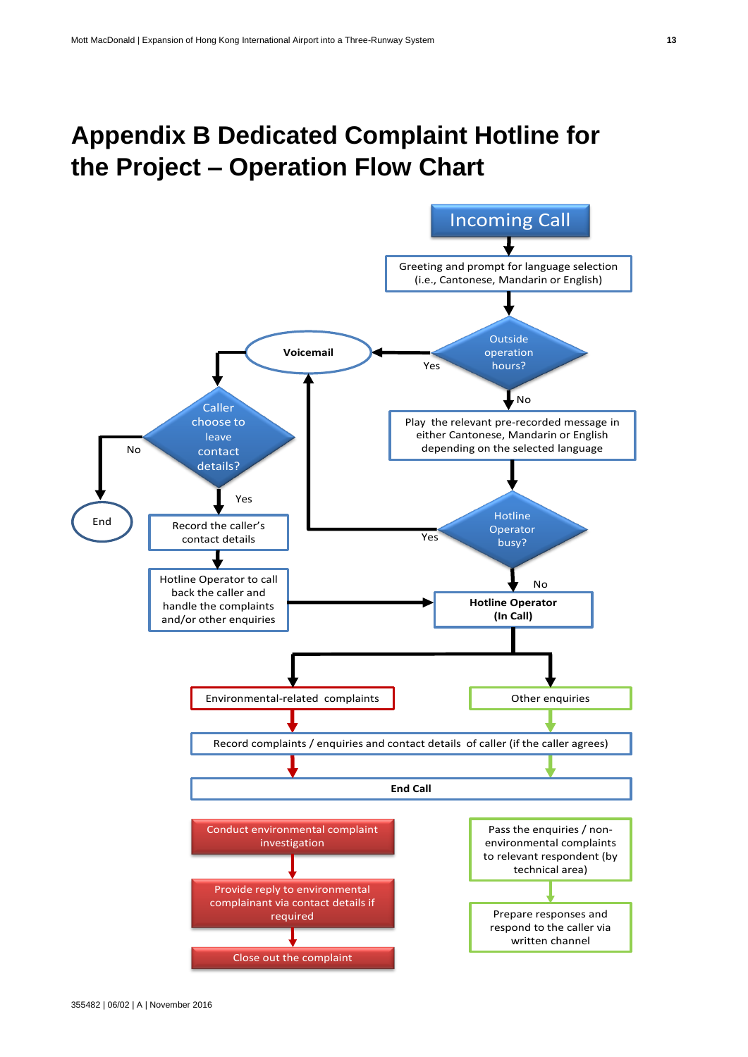# Appendix B Dedicated Complaint Hotline for the Project – Operation Flow Chart

Incoming Call

Greeting and prompt for language selection (i.e., Cantonese, Mandarin or English)

Outside operation hours?

Yes

No

Voicemail

Caller choose to leave contact details?

No

Yes

End

Record the caller's contact details

Hotline Operator to call back the caller and handle the complaints and/or other enquiries

Play the relevant pre-recorded message in either Cantonese, Mandarin or English depending on the selected language

Hotline Operator busy?

Yes

No

**Hotline Operator (In Call)**

Environmental-related complaints

Other enquiries

Record complaints / enquiries and contact details of caller (if the caller agrees)

**End Call**

Conduct environmental complaint investigation

Provide reply to environmental complainant via contact details if required

Close out the complaint

Pass the enquiries / non-environmental complaints to relevant respondent (by technical area)

Prepare responses and respond to the caller via written channel